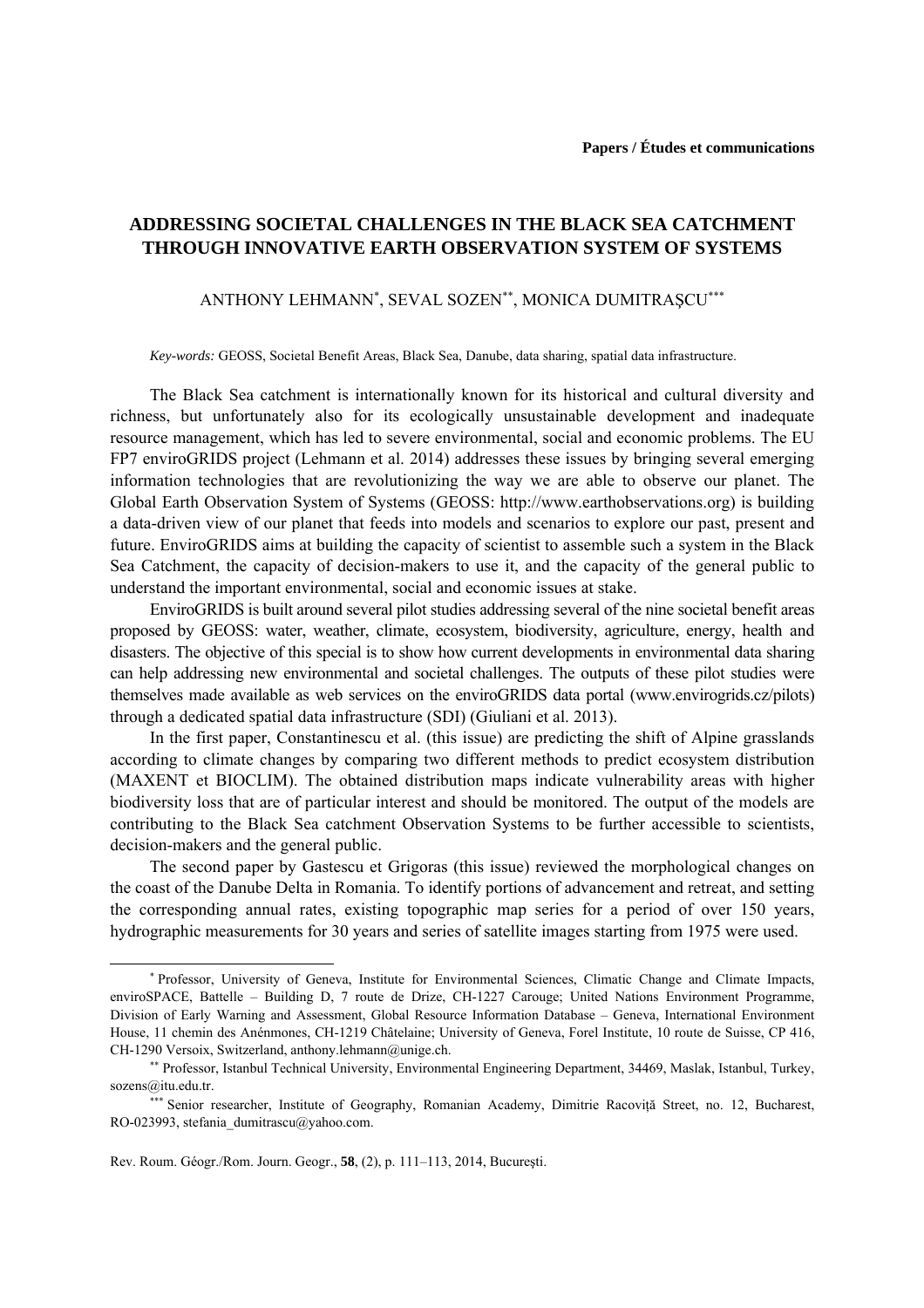**Papers / Études et communications**

# ADDRESSING SOCIETAL CHALLENGES IN THE BLACK SEA CATCHMENT THROUGH INNOVATIVE EARTH OBSERVATION SYSTEM OF SYSTEMS

ANTHONY LEHMANN[*], SEVAL SOZEN[**], MONICA DUMITRAŞCU[***]

*Key-words:* GEOSS, Societal Benefit Areas, Black Sea, Danube, data sharing, spatial data infrastructure.

The Black Sea catchment is internationally known for its historical and cultural diversity and richness, but unfortunately also for its ecologically unsustainable development and inadequate resource management, which has led to severe environmental, social and economic problems. The EU FP7 enviroGRIDS project (Lehmann et al. 2014) addresses these issues by bringing several emerging information technologies that are revolutionizing the way we are able to observe our planet. The Global Earth Observation System of Systems (GEOSS: http://www.earthobservations.org) is building a data-driven view of our planet that feeds into models and scenarios to explore our past, present and future. EnviroGRIDS aims at building the capacity of scientist to assemble such a system in the Black Sea Catchment, the capacity of decision-makers to use it, and the capacity of the general public to understand the important environmental, social and economic issues at stake.

EnviroGRIDS is built around several pilot studies addressing several of the nine societal benefit areas proposed by GEOSS: water, weather, climate, ecosystem, biodiversity, agriculture, energy, health and disasters. The objective of this special is to show how current developments in environmental data sharing can help addressing new environmental and societal challenges. The outputs of these pilot studies were themselves made available as web services on the enviroGRIDS data portal (www.envirogrids.cz/pilots) through a dedicated spatial data infrastructure (SDI) (Giuliani et al. 2013).

In the first paper, Constantinescu et al. (this issue) are predicting the shift of Alpine grasslands according to climate changes by comparing two different methods to predict ecosystem distribution (MAXENT et BIOCLIM). The obtained distribution maps indicate vulnerability areas with higher biodiversity loss that are of particular interest and should be monitored. The output of the models are contributing to the Black Sea catchment Observation Systems to be further accessible to scientists, decision-makers and the general public.

The second paper by Gastescu et Grigoras (this issue) reviewed the morphological changes on the coast of the Danube Delta in Romania. To identify portions of advancement and retreat, and setting the corresponding annual rates, existing topographic map series for a period of over 150 years, hydrographic measurements for 30 years and series of satellite images starting from 1975 were used.

---

[*] Professor, University of Geneva, Institute for Environmental Sciences, Climatic Change and Climate Impacts, enviroSPACE, Battelle – Building D, 7 route de Drize, CH-1227 Carouge; United Nations Environment Programme, Division of Early Warning and Assessment, Global Resource Information Database – Geneva, International Environment House, 11 chemin des Anénmones, CH-1219 Châtelaine; University of Geneva, Forel Institute, 10 route de Suisse, CP 416, CH-1290 Versoix, Switzerland, anthony.lehmann@unige.ch.

[**] Professor, Istanbul Technical University, Environmental Engineering Department, 34469, Maslak, Istanbul, Turkey, sozens@itu.edu.tr.

[***] Senior researcher, Institute of Geography, Romanian Academy, Dimitrie Racoviță Street, no. 12, Bucharest, RO-023993, stefania_dumitrascu@yahoo.com.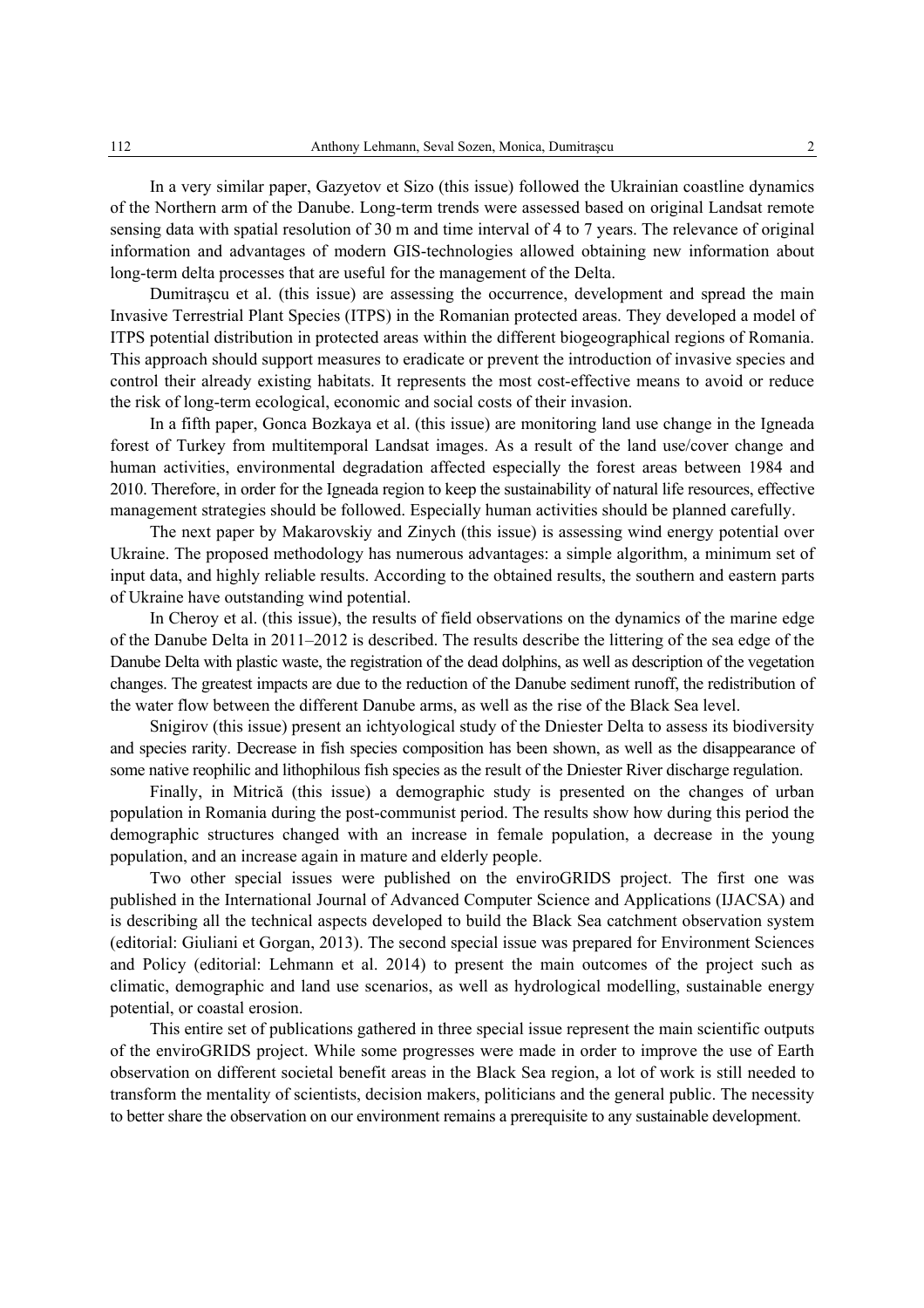In a very similar paper, Gazyetov et Sizo (this issue) followed the Ukrainian coastline dynamics of the Northern arm of the Danube. Long-term trends were assessed based on original Landsat remote sensing data with spatial resolution of 30 m and time interval of 4 to 7 years. The relevance of original information and advantages of modern GIS-technologies allowed obtaining new information about long-term delta processes that are useful for the management of the Delta.

Dumitraşcu et al. (this issue) are assessing the occurrence, development and spread the main Invasive Terrestrial Plant Species (ITPS) in the Romanian protected areas. They developed a model of ITPS potential distribution in protected areas within the different biogeographical regions of Romania. This approach should support measures to eradicate or prevent the introduction of invasive species and control their already existing habitats. It represents the most cost-effective means to avoid or reduce the risk of long-term ecological, economic and social costs of their invasion.

In a fifth paper, Gonca Bozkaya et al. (this issue) are monitoring land use change in the Igneada forest of Turkey from multitemporal Landsat images. As a result of the land use/cover change and human activities, environmental degradation affected especially the forest areas between 1984 and 2010. Therefore, in order for the Igneada region to keep the sustainability of natural life resources, effective management strategies should be followed. Especially human activities should be planned carefully.

The next paper by Makarovskiy and Zinych (this issue) is assessing wind energy potential over Ukraine. The proposed methodology has numerous advantages: a simple algorithm, a minimum set of input data, and highly reliable results. According to the obtained results, the southern and eastern parts of Ukraine have outstanding wind potential.

In Cheroy et al. (this issue), the results of field observations on the dynamics of the marine edge of the Danube Delta in 2011–2012 is described. The results describe the littering of the sea edge of the Danube Delta with plastic waste, the registration of the dead dolphins, as well as description of the vegetation changes. The greatest impacts are due to the reduction of the Danube sediment runoff, the redistribution of the water flow between the different Danube arms, as well as the rise of the Black Sea level.

Snigirov (this issue) present an ichtyological study of the Dniester Delta to assess its biodiversity and species rarity. Decrease in fish species composition has been shown, as well as the disappearance of some native reophilic and lithophilous fish species as the result of the Dniester River discharge regulation.

Finally, in Mitrică (this issue) a demographic study is presented on the changes of urban population in Romania during the post-communist period. The results show how during this period the demographic structures changed with an increase in female population, a decrease in the young population, and an increase again in mature and elderly people.

Two other special issues were published on the enviroGRIDS project. The first one was published in the International Journal of Advanced Computer Science and Applications (IJACSA) and is describing all the technical aspects developed to build the Black Sea catchment observation system (editorial: Giuliani et Gorgan, 2013). The second special issue was prepared for Environment Sciences and Policy (editorial: Lehmann et al. 2014) to present the main outcomes of the project such as climatic, demographic and land use scenarios, as well as hydrological modelling, sustainable energy potential, or coastal erosion.

This entire set of publications gathered in three special issue represent the main scientific outputs of the enviroGRIDS project. While some progresses were made in order to improve the use of Earth observation on different societal benefit areas in the Black Sea region, a lot of work is still needed to transform the mentality of scientists, decision makers, politicians and the general public. The necessity to better share the observation on our environment remains a prerequisite to any sustainable development.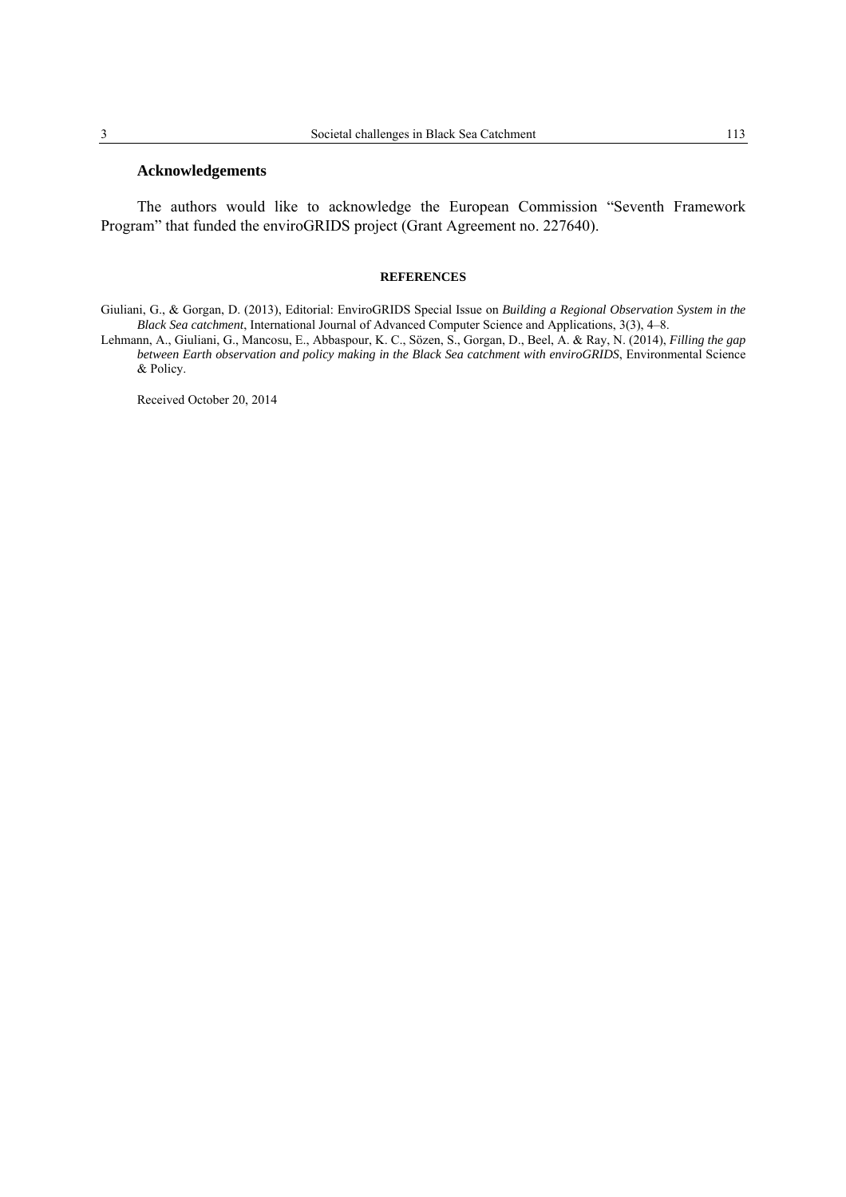## Acknowledgements

The authors would like to acknowledge the European Commission "Seventh Framework Program" that funded the enviroGRIDS project (Grant Agreement no. 227640).

### REFERENCES

Giuliani, G., & Gorgan, D. (2013), Editorial: EnviroGRIDS Special Issue on *Building a Regional Observation System in the Black Sea catchment*, International Journal of Advanced Computer Science and Applications, 3(3), 4–8.

Lehmann, A., Giuliani, G., Mancosu, E., Abbaspour, K. C., Sözen, S., Gorgan, D., Beel, A. & Ray, N. (2014), *Filling the gap between Earth observation and policy making in the Black Sea catchment with enviroGRIDS*, Environmental Science & Policy.

Received October 20, 2014